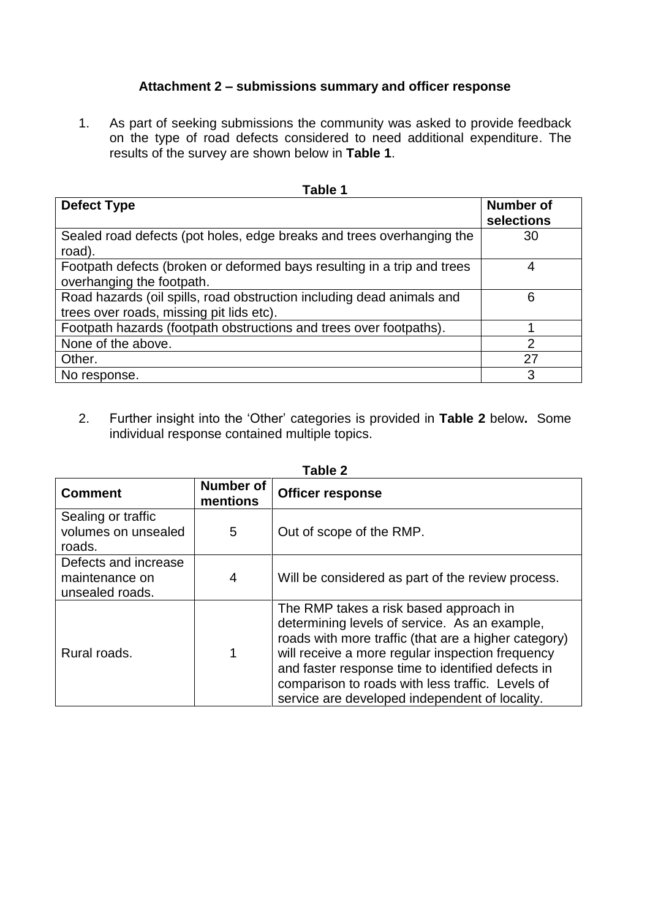**Attachment 2 – submissions summary and officer response**

1. As part of seeking submissions the community was asked to provide feedback on the type of road defects considered to need additional expenditure. The results of the survey are shown below in **Table 1**.

**Table 1**

| Defect Type | Number of selections |
|---|---|
| Sealed road defects (pot holes, edge breaks and trees overhanging the road). | 30 |
| Footpath defects (broken or deformed bays resulting in a trip and trees overhanging the footpath. | 4 |
| Road hazards (oil spills, road obstruction including dead animals and trees over roads, missing pit lids etc). | 6 |
| Footpath hazards (footpath obstructions and trees over footpaths). | 1 |
| None of the above. | 2 |
| Other. | 27 |
| No response. | 3 |

2. Further insight into the 'Other' categories is provided in **Table 2** below**.** Some individual response contained multiple topics.

**Table 2**

| Comment | Number of mentions | Officer response |
|---|---|---|
| Sealing or traffic volumes on unsealed roads. | 5 | Out of scope of the RMP. |
| Defects and increase maintenance on unsealed roads. | 4 | Will be considered as part of the review process. |
| Rural roads. | 1 | The RMP takes a risk based approach in determining levels of service. As an example, roads with more traffic (that are a higher category) will receive a more regular inspection frequency and faster response time to identified defects in comparison to roads with less traffic. Levels of service are developed independent of locality. |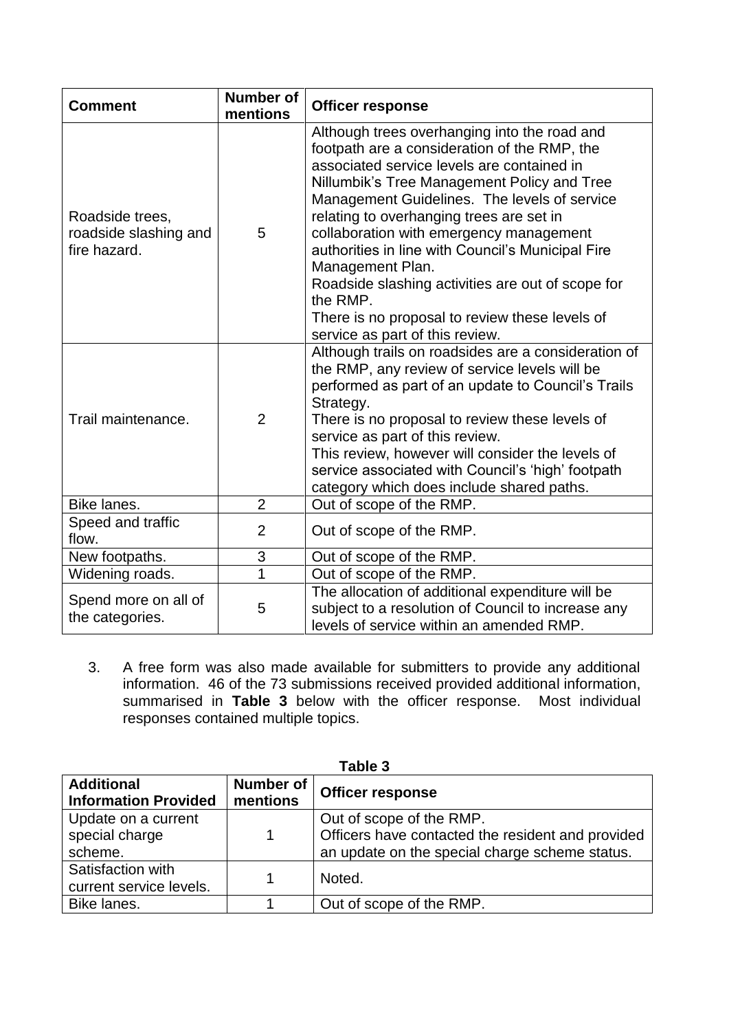| Comment | Number of mentions | Officer response |
| --- | --- | --- |
| Roadside trees, roadside slashing and fire hazard. | 5 | Although trees overhanging into the road and footpath are a consideration of the RMP, the associated service levels are contained in Nillumbik's Tree Management Policy and Tree Management Guidelines. The levels of service relating to overhanging trees are set in collaboration with emergency management authorities in line with Council's Municipal Fire Management Plan. Roadside slashing activities are out of scope for the RMP. There is no proposal to review these levels of service as part of this review. |
| Trail maintenance. | 2 | Although trails on roadsides are a consideration of the RMP, any review of service levels will be performed as part of an update to Council's Trails Strategy. There is no proposal to review these levels of service as part of this review. This review, however will consider the levels of service associated with Council's 'high' footpath category which does include shared paths. |
| Bike lanes. | 2 | Out of scope of the RMP. |
| Speed and traffic flow. | 2 | Out of scope of the RMP. |
| New footpaths. | 3 | Out of scope of the RMP. |
| Widening roads. | 1 | Out of scope of the RMP. |
| Spend more on all of the categories. | 5 | The allocation of additional expenditure will be subject to a resolution of Council to increase any levels of service within an amended RMP. |

3. A free form was also made available for submitters to provide any additional information. 46 of the 73 submissions received provided additional information, summarised in **Table 3** below with the officer response. Most individual responses contained multiple topics.

**Table 3**

| Additional Information Provided | Number of mentions | Officer response |
| --- | --- | --- |
| Update on a current special charge scheme. | 1 | Out of scope of the RMP. Officers have contacted the resident and provided an update on the special charge scheme status. |
| Satisfaction with current service levels. | 1 | Noted. |
| Bike lanes. | 1 | Out of scope of the RMP. |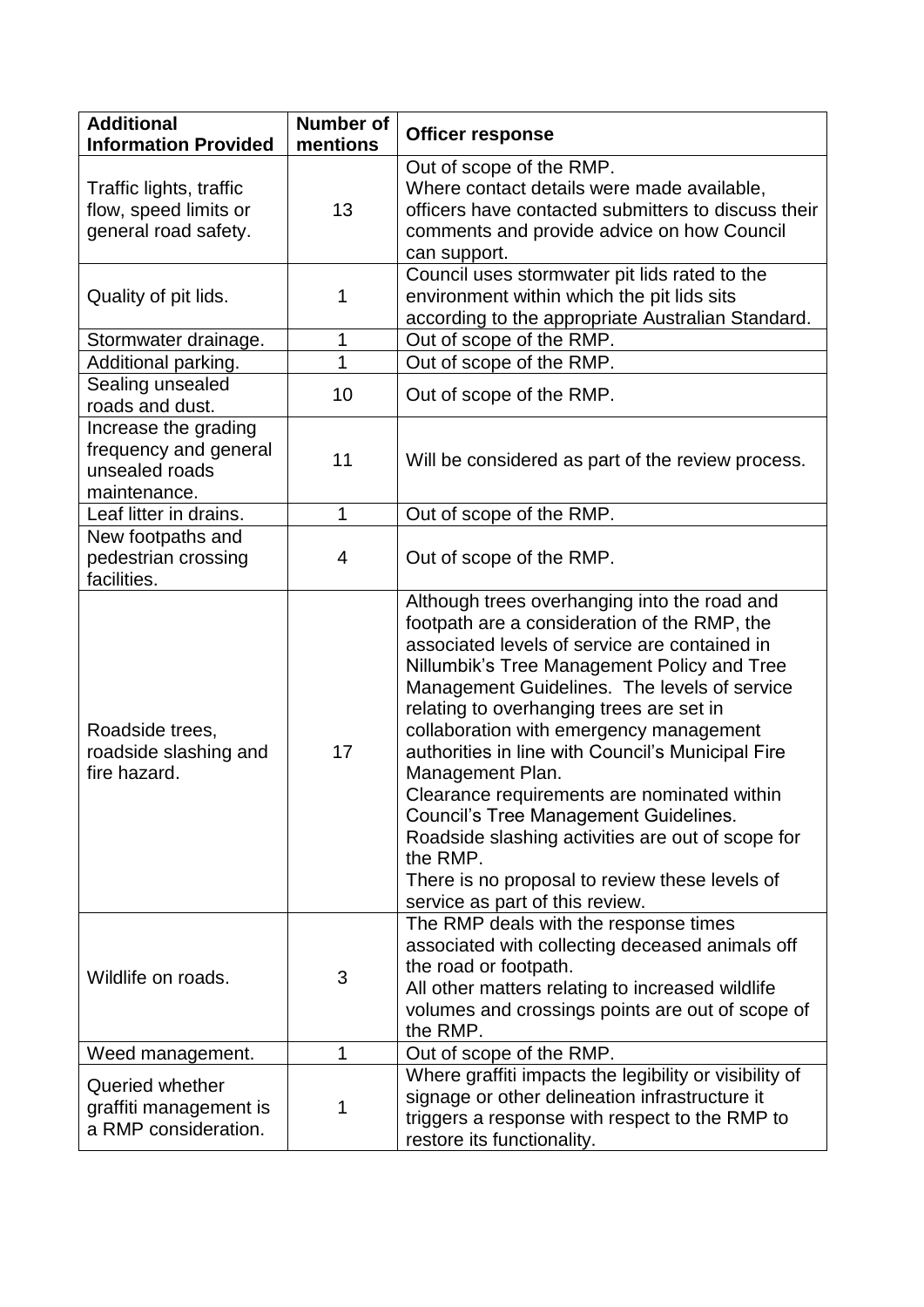| Additional Information Provided | Number of mentions | Officer response |
|---|---|---|
| Traffic lights, traffic flow, speed limits or general road safety. | 13 | Out of scope of the RMP.<br>Where contact details were made available, officers have contacted submitters to discuss their comments and provide advice on how Council can support. |
| Quality of pit lids. | 1 | Council uses stormwater pit lids rated to the environment within which the pit lids sits according to the appropriate Australian Standard. |
| Stormwater drainage. | 1 | Out of scope of the RMP. |
| Additional parking. | 1 | Out of scope of the RMP. |
| Sealing unsealed roads and dust. | 10 | Out of scope of the RMP. |
| Increase the grading frequency and general unsealed roads maintenance. | 11 | Will be considered as part of the review process. |
| Leaf litter in drains. | 1 | Out of scope of the RMP. |
| New footpaths and pedestrian crossing facilities. | 4 | Out of scope of the RMP. |
| Roadside trees, roadside slashing and fire hazard. | 17 | Although trees overhanging into the road and footpath are a consideration of the RMP, the associated levels of service are contained in Nillumbik's Tree Management Policy and Tree Management Guidelines. The levels of service relating to overhanging trees are set in collaboration with emergency management authorities in line with Council's Municipal Fire Management Plan.<br>Clearance requirements are nominated within Council's Tree Management Guidelines.<br>Roadside slashing activities are out of scope for the RMP.<br>There is no proposal to review these levels of service as part of this review. |
| Wildlife on roads. | 3 | The RMP deals with the response times associated with collecting deceased animals off the road or footpath.<br>All other matters relating to increased wildlife volumes and crossings points are out of scope of the RMP. |
| Weed management. | 1 | Out of scope of the RMP. |
| Queried whether graffiti management is a RMP consideration. | 1 | Where graffiti impacts the legibility or visibility of signage or other delineation infrastructure it triggers a response with respect to the RMP to restore its functionality. |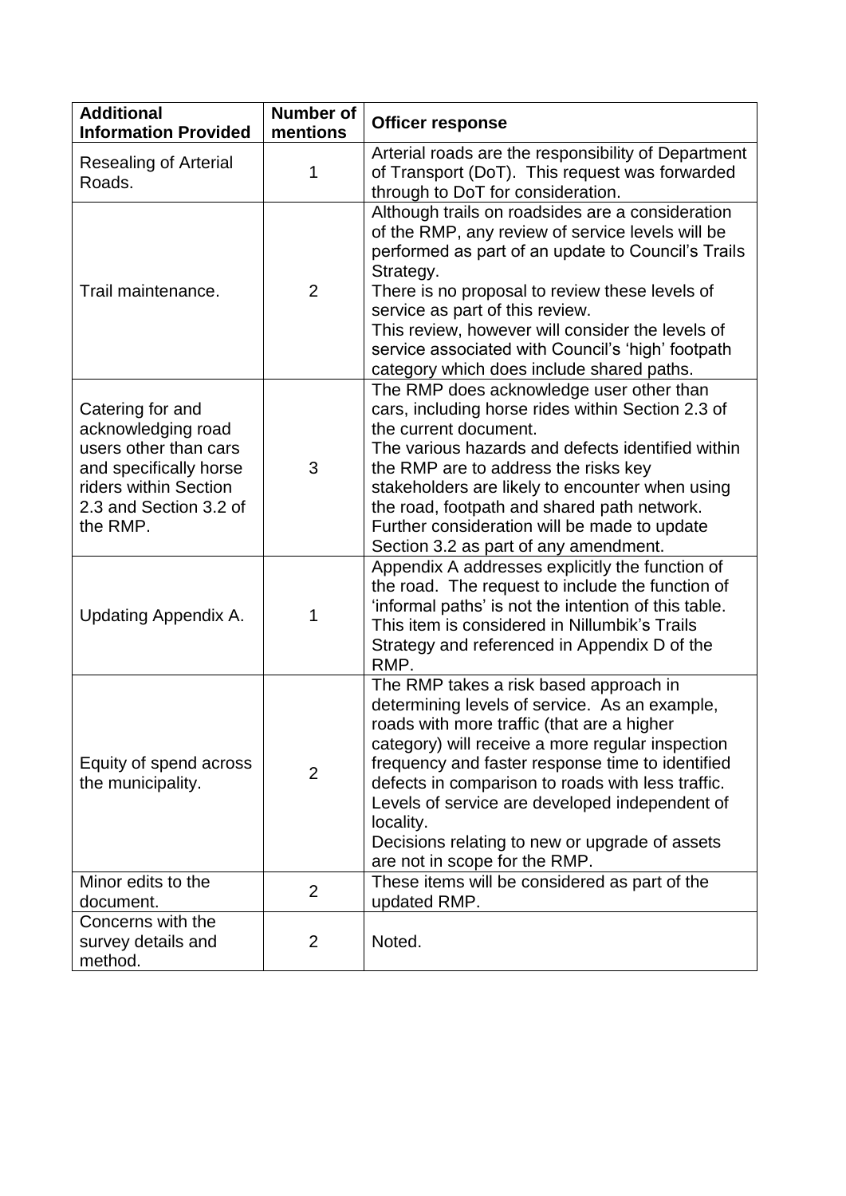| Additional Information Provided | Number of mentions | Officer response |
|---|---|---|
| Resealing of Arterial Roads. | 1 | Arterial roads are the responsibility of Department of Transport (DoT). This request was forwarded through to DoT for consideration. |
| Trail maintenance. | 2 | Although trails on roadsides are a consideration of the RMP, any review of service levels will be performed as part of an update to Council's Trails Strategy.<br>There is no proposal to review these levels of service as part of this review.<br>This review, however will consider the levels of service associated with Council's 'high' footpath category which does include shared paths. |
| Catering for and acknowledging road users other than cars and specifically horse riders within Section 2.3 and Section 3.2 of the RMP. | 3 | The RMP does acknowledge user other than cars, including horse rides within Section 2.3 of the current document.<br>The various hazards and defects identified within the RMP are to address the risks key stakeholders are likely to encounter when using the road, footpath and shared path network.<br>Further consideration will be made to update Section 3.2 as part of any amendment. |
| Updating Appendix A. | 1 | Appendix A addresses explicitly the function of the road. The request to include the function of 'informal paths' is not the intention of this table. This item is considered in Nillumbik's Trails Strategy and referenced in Appendix D of the RMP. |
| Equity of spend across the municipality. | 2 | The RMP takes a risk based approach in determining levels of service. As an example, roads with more traffic (that are a higher category) will receive a more regular inspection frequency and faster response time to identified defects in comparison to roads with less traffic. Levels of service are developed independent of locality.<br>Decisions relating to new or upgrade of assets are not in scope for the RMP. |
| Minor edits to the document. | 2 | These items will be considered as part of the updated RMP. |
| Concerns with the survey details and method. | 2 | Noted. |